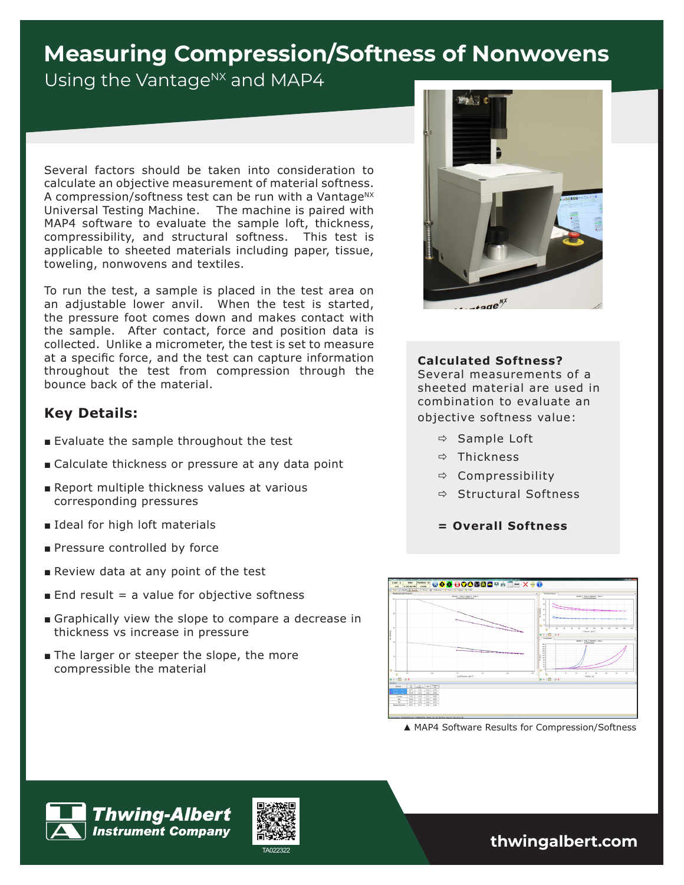# Measuring Compression/Softness of Nonwovens

## Using the Vantage[NX] and MAP4

Several factors should be taken into consideration to calculate an objective measurement of material softness. A compression/softness test can be run with a Vantage[NX] Universal Testing Machine. The machine is paired with MAP4 software to evaluate the sample loft, thickness, compressibility, and structural softness. This test is applicable to sheeted materials including paper, tissue, toweling, nonwovens and textiles.

To run the test, a sample is placed in the test area on an adjustable lower anvil. When the test is started, the pressure foot comes down and makes contact with the sample. After contact, force and position data is collected. Unlike a micrometer, the test is set to measure at a specific force, and the test can capture information throughout the test from compression through the bounce back of the material.

### Key Details:

- Evaluate the sample throughout the test
- Calculate thickness or pressure at any data point
- Report multiple thickness values at various corresponding pressures
- Ideal for high loft materials
- Pressure controlled by force
- Review data at any point of the test
- End result = a value for objective softness
- Graphically view the slope to compare a decrease in thickness vs increase in pressure
- The larger or steeper the slope, the more compressible the material

**Calculated Softness?**
Several measurements of a sheeted material are used in combination to evaluate an objective softness value:

- ⇨ Sample Loft
- ⇨ Thickness
- ⇨ Compressibility
- ⇨ Structural Softness

**= Overall Softness**

▲ MAP4 Software Results for Compression/Softness

**Thwing-Albert Instrument Company**

TA022322

**thwingalbert.com**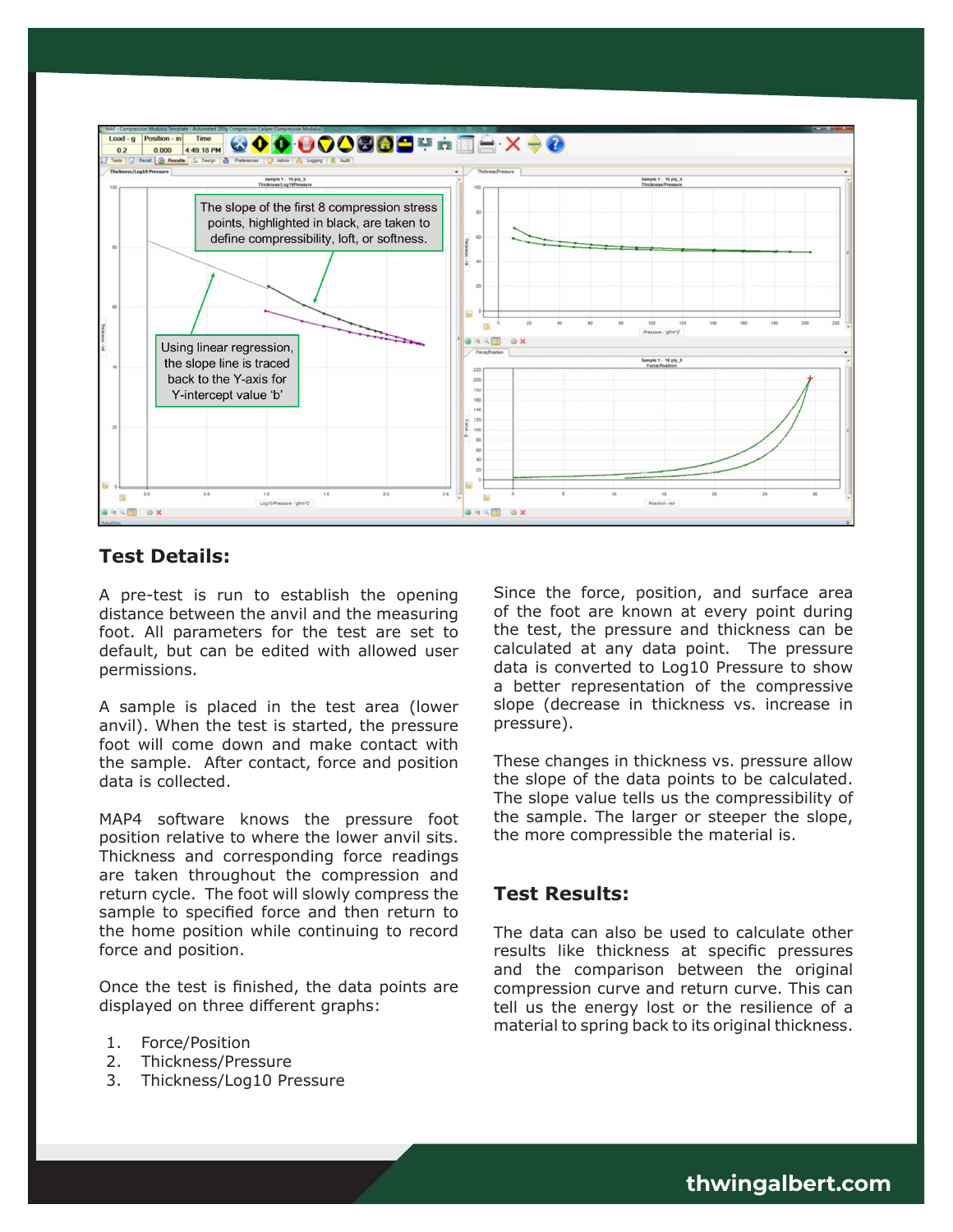The slope of the first 8 compression stress points, highlighted in black, are taken to define compressibility, loft, or softness.

Using linear regression, the slope line is traced back to the Y-axis for Y-intercept value 'b'

## Test Details:

A pre-test is run to establish the opening distance between the anvil and the measuring foot. All parameters for the test are set to default, but can be edited with allowed user permissions.

A sample is placed in the test area (lower anvil). When the test is started, the pressure foot will come down and make contact with the sample. After contact, force and position data is collected.

MAP4 software knows the pressure foot position relative to where the lower anvil sits. Thickness and corresponding force readings are taken throughout the compression and return cycle. The foot will slowly compress the sample to specified force and then return to the home position while continuing to record force and position.

Once the test is finished, the data points are displayed on three different graphs:

1. Force/Position
2. Thickness/Pressure
3. Thickness/Log10 Pressure

Since the force, position, and surface area of the foot are known at every point during the test, the pressure and thickness can be calculated at any data point. The pressure data is converted to Log10 Pressure to show a better representation of the compressive slope (decrease in thickness vs. increase in pressure).

These changes in thickness vs. pressure allow the slope of the data points to be calculated. The slope value tells us the compressibility of the sample. The larger or steeper the slope, the more compressible the material is.

## Test Results:

The data can also be used to calculate other results like thickness at specific pressures and the comparison between the original compression curve and return curve. This can tell us the energy lost or the resilience of a material to spring back to its original thickness.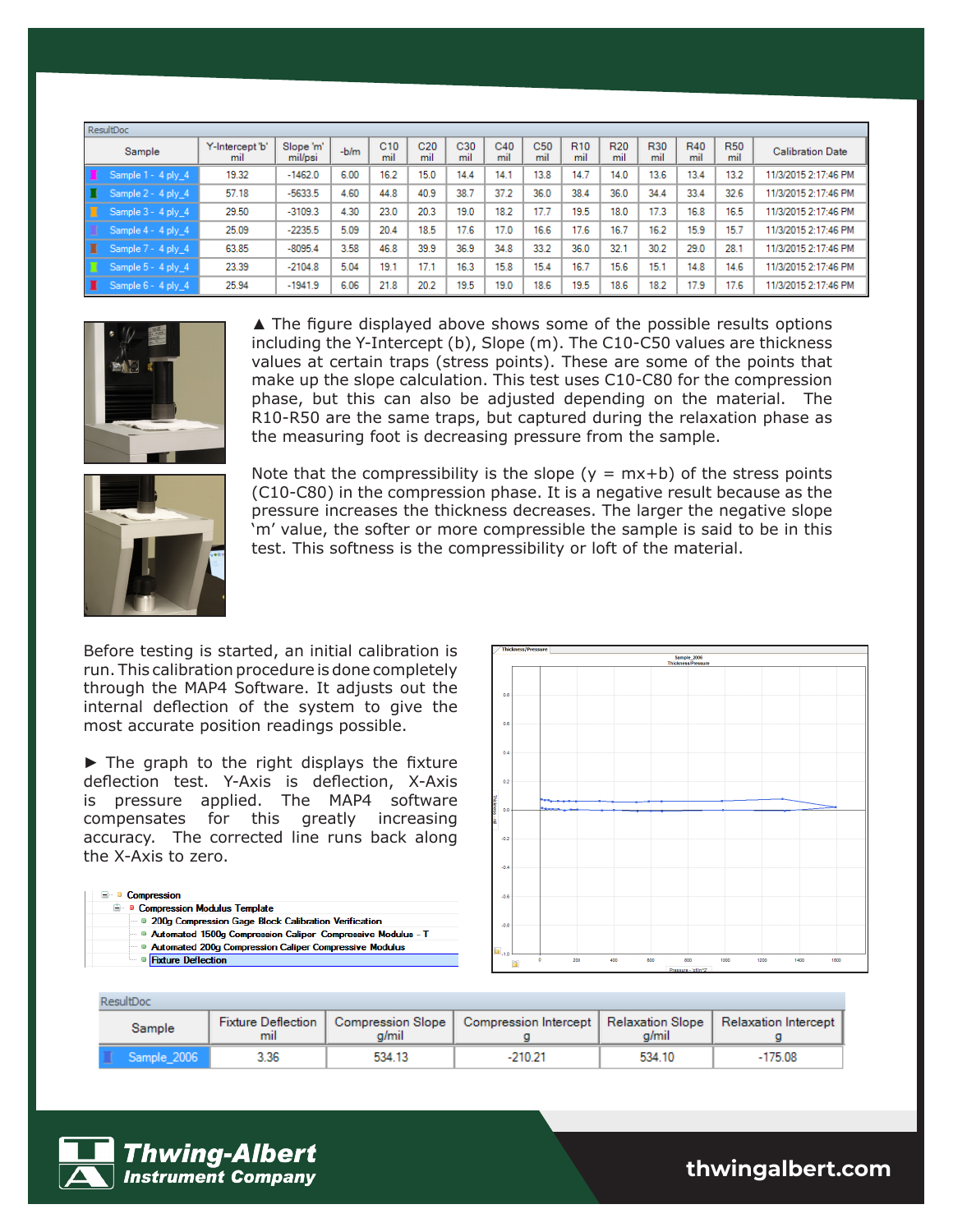ResultDoc

| Sample | Y-Intercept 'b' mil | Slope 'm' mil/psi | -b/m | C10 mil | C20 mil | C30 mil | C40 mil | C50 mil | R10 mil | R20 mil | R30 mil | R40 mil | R50 mil | Calibration Date |
|---|---|---|---|---|---|---|---|---|---|---|---|---|---|---|
| Sample 1 - 4 ply_4 | 19.32 | -1462.0 | 6.00 | 16.2 | 15.0 | 14.4 | 14.1 | 13.8 | 14.7 | 14.0 | 13.6 | 13.4 | 13.2 | 11/3/2015 2:17:46 PM |
| Sample 2 - 4 ply_4 | 57.18 | -5633.5 | 4.60 | 44.8 | 40.9 | 38.7 | 37.2 | 36.0 | 38.4 | 36.0 | 34.4 | 33.4 | 32.6 | 11/3/2015 2:17:46 PM |
| Sample 3 - 4 ply_4 | 29.50 | -3109.3 | 4.30 | 23.0 | 20.3 | 19.0 | 18.2 | 17.7 | 19.5 | 18.0 | 17.3 | 16.8 | 16.5 | 11/3/2015 2:17:46 PM |
| Sample 4 - 4 ply_4 | 25.09 | -2235.5 | 5.09 | 20.4 | 18.5 | 17.6 | 17.0 | 16.6 | 17.6 | 16.7 | 16.2 | 15.9 | 15.7 | 11/3/2015 2:17:46 PM |
| Sample 7 - 4 ply_4 | 63.85 | -8095.4 | 3.58 | 46.8 | 39.9 | 36.9 | 34.8 | 33.2 | 36.0 | 32.1 | 30.2 | 29.0 | 28.1 | 11/3/2015 2:17:46 PM |
| Sample 5 - 4 ply_4 | 23.39 | -2104.8 | 5.04 | 19.1 | 17.1 | 16.3 | 15.8 | 15.4 | 16.7 | 15.6 | 15.1 | 14.8 | 14.6 | 11/3/2015 2:17:46 PM |
| Sample 6 - 4 ply_4 | 25.94 | -1941.9 | 6.06 | 21.8 | 20.2 | 19.5 | 19.0 | 18.6 | 19.5 | 18.6 | 18.2 | 17.9 | 17.6 | 11/3/2015 2:17:46 PM |

▲ The figure displayed above shows some of the possible results options including the Y-Intercept (b), Slope (m). The C10-C50 values are thickness values at certain traps (stress points). These are some of the points that make up the slope calculation. This test uses C10-C80 for the compression phase, but this can also be adjusted depending on the material. The R10-R50 are the same traps, but captured during the relaxation phase as the measuring foot is decreasing pressure from the sample.

Note that the compressibility is the slope ($y = mx+b$) of the stress points (C10-C80) in the compression phase. It is a negative result because as the pressure increases the thickness decreases. The larger the negative slope 'm' value, the softer or more compressible the sample is said to be in this test. This softness is the compressibility or loft of the material.

Before testing is started, an initial calibration is run. This calibration procedure is done completely through the MAP4 Software. It adjusts out the internal deflection of the system to give the most accurate position readings possible.

► The graph to the right displays the fixture deflection test. Y-Axis is deflection, X-Axis is pressure applied. The MAP4 software compensates for this greatly increasing accuracy. The corrected line runs back along the X-Axis to zero.

Thickness/Pressure

Sample_2006
Thickness/Pressure

0.8
0.6
0.4
0.2
0.0
-0.2
-0.4
-0.6
-0.8
-1.0

0
200
400
600
800
1000
1200
1400
1600

Pressure - lbf/in^2

- Compression
  - Compression Modulus Template
    - 200g Compression Gage Block Calibration Verification
    - Automated 1500g Compression Caliper Compresive Modulus - T
    - Automated 200g Compression Caliper Compressive Modulus
    - Fixture Deflection

ResultDoc

| Sample | Fixture Deflection mil | Compression Slope g/mil | Compression Intercept g | Relaxation Slope g/mil | Relaxation Intercept g |
|---|---|---|---|---|---|
| Sample_2006 | 3.36 | 534.13 | -210.21 | 534.10 | -175.08 |

**Thwing-Albert** *Instrument Company*

thwingalbert.com